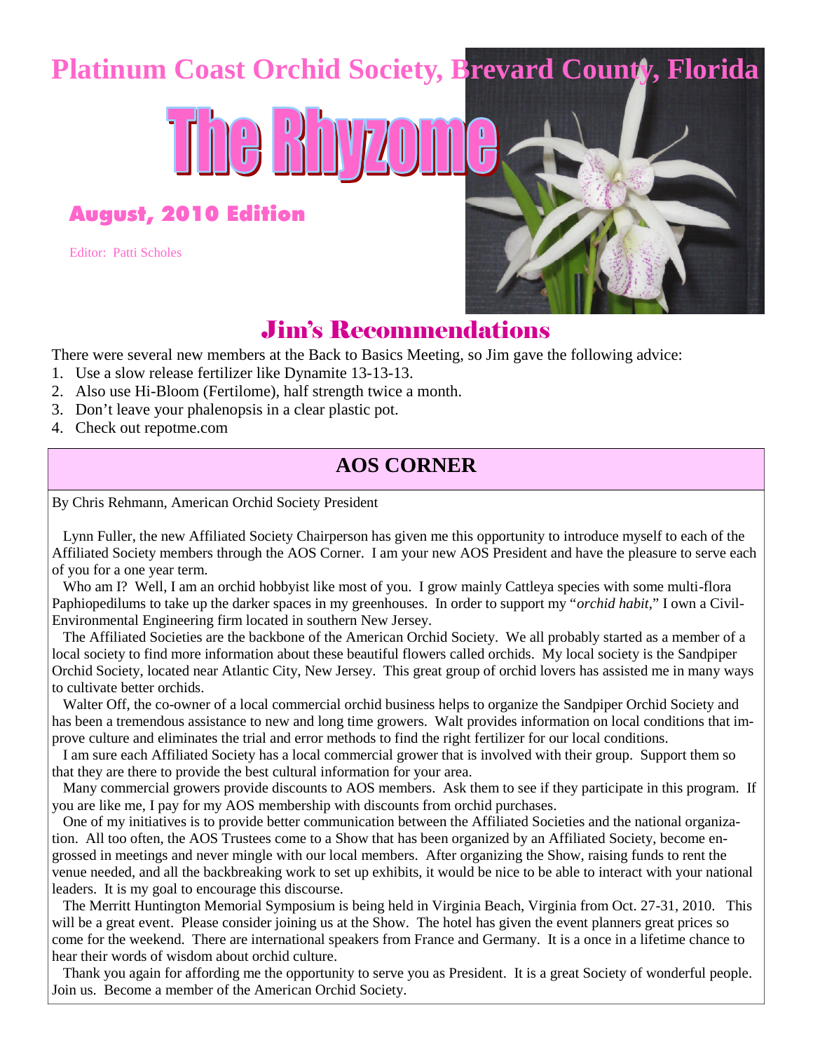# Platinum Coast Orchid Society, Brevard County, Florida

# The Rhyzome

### August, 2010 Edition

Editor: Patti Scholes

## Jim's Recommendations

There were several new members at the Back to Basics Meeting, so Jim gave the following advice:

1. Use a slow release fertilizer like Dynamite 13-13-13.
2. Also use Hi-Bloom (Fertilome), half strength twice a month.
3. Don't leave your phalenopsis in a clear plastic pot.
4. Check out repotme.com

## AOS CORNER

By Chris Rehmann, American Orchid Society President

Lynn Fuller, the new Affiliated Society Chairperson has given me this opportunity to introduce myself to each of the Affiliated Society members through the AOS Corner. I am your new AOS President and have the pleasure to serve each of you for a one year term.

Who am I? Well, I am an orchid hobbyist like most of you. I grow mainly Cattleya species with some multi-flora Paphiopedilums to take up the darker spaces in my greenhouses. In order to support my "*orchid habit*," I own a Civil-Environmental Engineering firm located in southern New Jersey.

The Affiliated Societies are the backbone of the American Orchid Society. We all probably started as a member of a local society to find more information about these beautiful flowers called orchids. My local society is the Sandpiper Orchid Society, located near Atlantic City, New Jersey. This great group of orchid lovers has assisted me in many ways to cultivate better orchids.

Walter Off, the co-owner of a local commercial orchid business helps to organize the Sandpiper Orchid Society and has been a tremendous assistance to new and long time growers. Walt provides information on local conditions that improve culture and eliminates the trial and error methods to find the right fertilizer for our local conditions.

I am sure each Affiliated Society has a local commercial grower that is involved with their group. Support them so that they are there to provide the best cultural information for your area.

Many commercial growers provide discounts to AOS members. Ask them to see if they participate in this program. If you are like me, I pay for my AOS membership with discounts from orchid purchases.

One of my initiatives is to provide better communication between the Affiliated Societies and the national organization. All too often, the AOS Trustees come to a Show that has been organized by an Affiliated Society, become engrossed in meetings and never mingle with our local members. After organizing the Show, raising funds to rent the venue needed, and all the backbreaking work to set up exhibits, it would be nice to be able to interact with your national leaders. It is my goal to encourage this discourse.

The Merritt Huntington Memorial Symposium is being held in Virginia Beach, Virginia from Oct. 27-31, 2010. This will be a great event. Please consider joining us at the Show. The hotel has given the event planners great prices so come for the weekend. There are international speakers from France and Germany. It is a once in a lifetime chance to hear their words of wisdom about orchid culture.

Thank you again for affording me the opportunity to serve you as President. It is a great Society of wonderful people. Join us. Become a member of the American Orchid Society.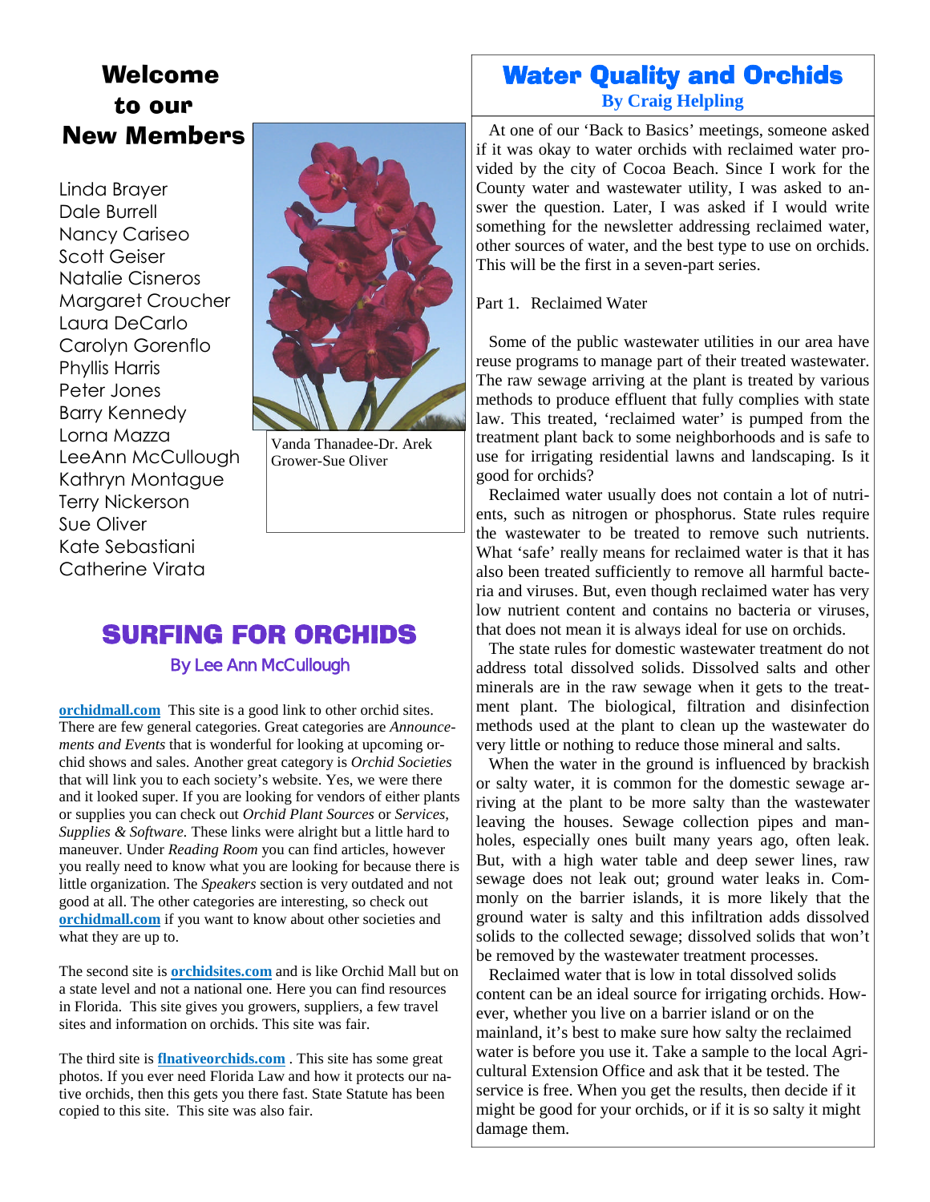## Welcome to our New Members

Linda Brayer
Dale Burrell
Nancy Cariseo
Scott Geiser
Natalie Cisneros
Margaret Croucher
Laura DeCarlo
Carolyn Gorenflo
Phyllis Harris
Peter Jones
Barry Kennedy
Lorna Mazza
LeeAnn McCullough
Kathryn Montague
Terry Nickerson
Sue Oliver
Kate Sebastiani
Catherine Virata

Vanda Thanadee-Dr. Arek
Grower-Sue Oliver

## SURFING FOR ORCHIDS

By Lee Ann McCullough

**orchidmall.com** This site is a good link to other orchid sites. There are few general categories. Great categories are *Announcements and Events* that is wonderful for looking at upcoming orchid shows and sales. Another great category is *Orchid Societies* that will link you to each society's website. Yes, we were there and it looked super. If you are looking for vendors of either plants or supplies you can check out *Orchid Plant Sources* or *Services, Supplies & Software.* These links were alright but a little hard to maneuver. Under *Reading Room* you can find articles, however you really need to know what you are looking for because there is little organization. The *Speakers* section is very outdated and not good at all. The other categories are interesting, so check out **orchidmall.com** if you want to know about other societies and what they are up to.

The second site is **orchidsites.com** and is like Orchid Mall but on a state level and not a national one. Here you can find resources in Florida. This site gives you growers, suppliers, a few travel sites and information on orchids. This site was fair.

The third site is **flnativeorchids.com** . This site has some great photos. If you ever need Florida Law and how it protects our native orchids, then this gets you there fast. State Statute has been copied to this site. This site was also fair.

## Water Quality and Orchids

**By Craig Helpling**

At one of our 'Back to Basics' meetings, someone asked if it was okay to water orchids with reclaimed water provided by the city of Cocoa Beach. Since I work for the County water and wastewater utility, I was asked to answer the question. Later, I was asked if I would write something for the newsletter addressing reclaimed water, other sources of water, and the best type to use on orchids. This will be the first in a seven-part series.

Part 1. Reclaimed Water

Some of the public wastewater utilities in our area have reuse programs to manage part of their treated wastewater. The raw sewage arriving at the plant is treated by various methods to produce effluent that fully complies with state law. This treated, 'reclaimed water' is pumped from the treatment plant back to some neighborhoods and is safe to use for irrigating residential lawns and landscaping. Is it good for orchids?

Reclaimed water usually does not contain a lot of nutrients, such as nitrogen or phosphorus. State rules require the wastewater to be treated to remove such nutrients. What 'safe' really means for reclaimed water is that it has also been treated sufficiently to remove all harmful bacteria and viruses. But, even though reclaimed water has very low nutrient content and contains no bacteria or viruses, that does not mean it is always ideal for use on orchids.

The state rules for domestic wastewater treatment do not address total dissolved solids. Dissolved salts and other minerals are in the raw sewage when it gets to the treatment plant. The biological, filtration and disinfection methods used at the plant to clean up the wastewater do very little or nothing to reduce those mineral and salts.

When the water in the ground is influenced by brackish or salty water, it is common for the domestic sewage arriving at the plant to be more salty than the wastewater leaving the houses. Sewage collection pipes and manholes, especially ones built many years ago, often leak. But, with a high water table and deep sewer lines, raw sewage does not leak out; ground water leaks in. Commonly on the barrier islands, it is more likely that the ground water is salty and this infiltration adds dissolved solids to the collected sewage; dissolved solids that won't be removed by the wastewater treatment processes.

Reclaimed water that is low in total dissolved solids content can be an ideal source for irrigating orchids. However, whether you live on a barrier island or on the mainland, it's best to make sure how salty the reclaimed water is before you use it. Take a sample to the local Agricultural Extension Office and ask that it be tested. The service is free. When you get the results, then decide if it might be good for your orchids, or if it is so salty it might damage them.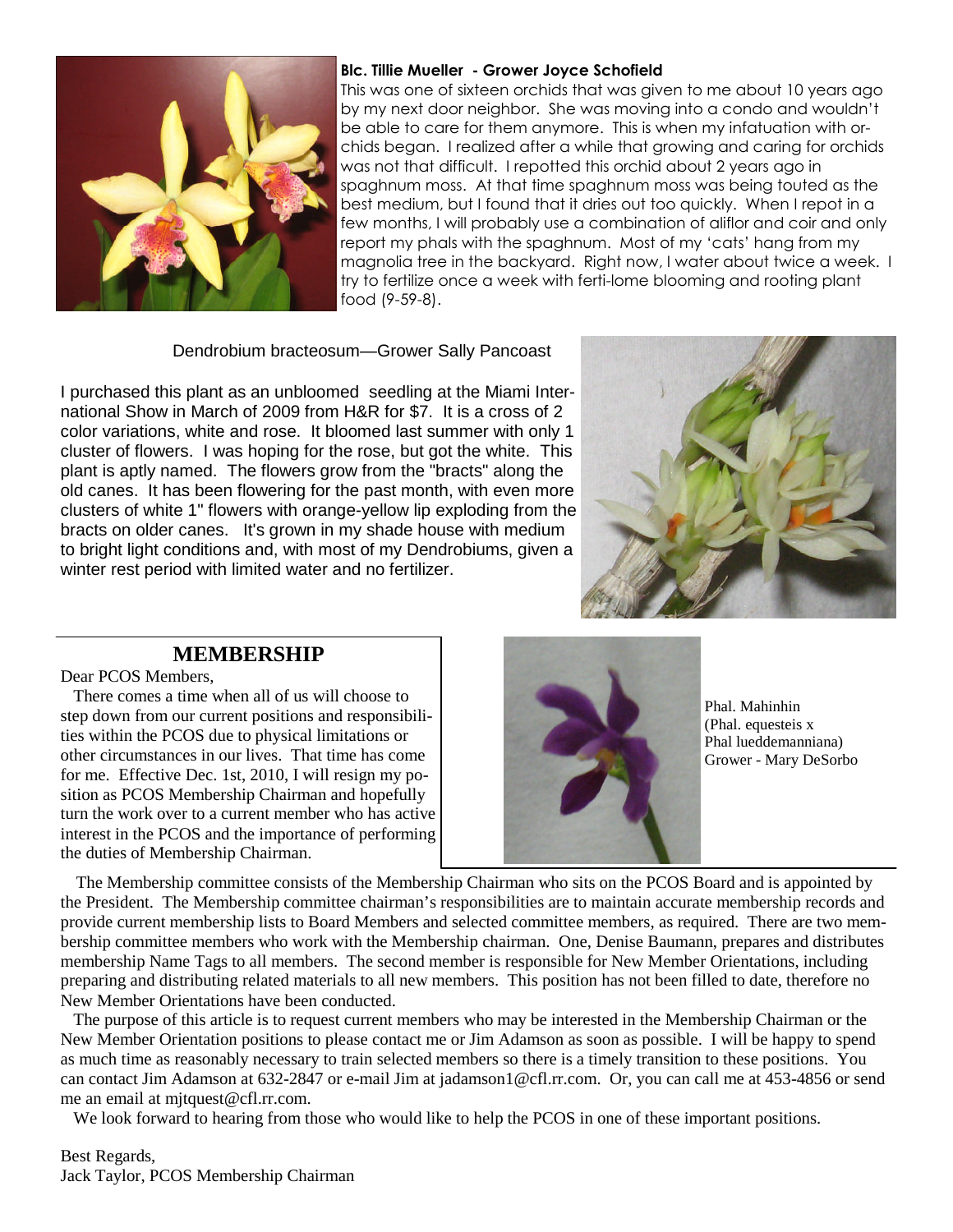**Blc. Tillie Mueller - Grower Joyce Schofield**

This was one of sixteen orchids that was given to me about 10 years ago by my next door neighbor. She was moving into a condo and wouldn't be able to care for them anymore. This is when my infatuation with orchids began. I realized after a while that growing and caring for orchids was not that difficult. I repotted this orchid about 2 years ago in spaghnum moss. At that time spaghnum moss was being touted as the best medium, but I found that it dries out too quickly. When I repot in a few months, I will probably use a combination of aliflor and coir and only report my phals with the spaghnum. Most of my 'cats' hang from my magnolia tree in the backyard. Right now, I water about twice a week. I try to fertilize once a week with ferti-lome blooming and rooting plant food (9-59-8).

Dendrobium bracteosum—Grower Sally Pancoast

I purchased this plant as an unbloomed seedling at the Miami International Show in March of 2009 from H&R for $7. It is a cross of 2 color variations, white and rose. It bloomed last summer with only 1 cluster of flowers. I was hoping for the rose, but got the white. This plant is aptly named. The flowers grow from the "bracts" along the old canes. It has been flowering for the past month, with even more clusters of white 1" flowers with orange-yellow lip exploding from the bracts on older canes. It's grown in my shade house with medium to bright light conditions and, with most of my Dendrobiums, given a winter rest period with limited water and no fertilizer.

## MEMBERSHIP

Dear PCOS Members,

There comes a time when all of us will choose to step down from our current positions and responsibilities within the PCOS due to physical limitations or other circumstances in our lives. That time has come for me. Effective Dec. 1st, 2010, I will resign my position as PCOS Membership Chairman and hopefully turn the work over to a current member who has active interest in the PCOS and the importance of performing the duties of Membership Chairman.

Phal. Mahinhin (Phal. equesteis x Phal lueddemanniana) Grower - Mary DeSorbo

The Membership committee consists of the Membership Chairman who sits on the PCOS Board and is appointed by the President. The Membership committee chairman's responsibilities are to maintain accurate membership records and provide current membership lists to Board Members and selected committee members, as required. There are two membership committee members who work with the Membership chairman. One, Denise Baumann, prepares and distributes membership Name Tags to all members. The second member is responsible for New Member Orientations, including preparing and distributing related materials to all new members. This position has not been filled to date, therefore no New Member Orientations have been conducted.

The purpose of this article is to request current members who may be interested in the Membership Chairman or the New Member Orientation positions to please contact me or Jim Adamson as soon as possible. I will be happy to spend as much time as reasonably necessary to train selected members so there is a timely transition to these positions. You can contact Jim Adamson at 632-2847 or e-mail Jim at jadamson1@cfl.rr.com. Or, you can call me at 453-4856 or send me an email at mjtquest@cfl.rr.com.

We look forward to hearing from those who would like to help the PCOS in one of these important positions.

Best Regards,
Jack Taylor, PCOS Membership Chairman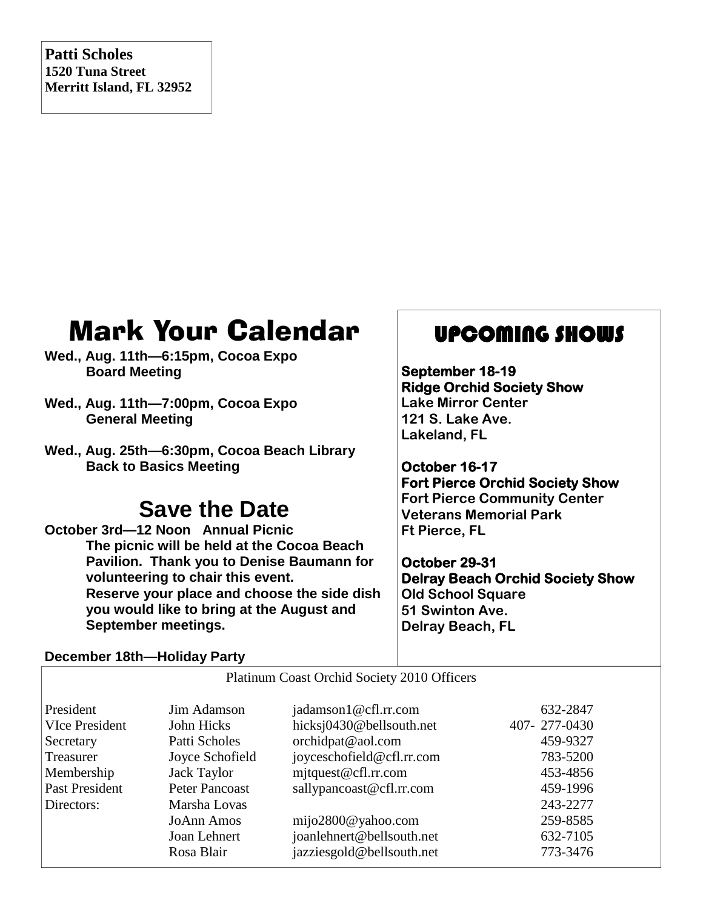**Patti Scholes**
**1520 Tuna Street**
**Merritt Island, FL 32952**

# Mark Your Calendar

**Wed., Aug. 11th—6:15pm, Cocoa Expo**
**Board Meeting**

**Wed., Aug. 11th—7:00pm, Cocoa Expo**
**General Meeting**

**Wed., Aug. 25th—6:30pm, Cocoa Beach Library**
**Back to Basics Meeting**

## Save the Date

**October 3rd—12 Noon Annual Picnic**
**The picnic will be held at the Cocoa Beach Pavilion. Thank you to Denise Baumann for volunteering to chair this event.**
**Reserve your place and choose the side dish you would like to bring at the August and September meetings.**

**December 18th—Holiday Party**

# UPCOMING SHOWS

**September 18-19**
**Ridge Orchid Society Show**
**Lake Mirror Center**
**121 S. Lake Ave.**
**Lakeland, FL**

**October 16-17**
**Fort Pierce Orchid Society Show**
**Fort Pierce Community Center**
**Veterans Memorial Park**
**Ft Pierce, FL**

**October 29-31**
**Delray Beach Orchid Society Show**
**Old School Square**
**51 Swinton Ave.**
**Delray Beach, FL**

Platinum Coast Orchid Society 2010 Officers

| | | | |
|---|---|---|---|
| President | Jim Adamson | jadamson1@cfl.rr.com | 632-2847 |
| VIce President | John Hicks | hicksj0430@bellsouth.net | 407- 277-0430 |
| Secretary | Patti Scholes | orchidpat@aol.com | 459-9327 |
| Treasurer | Joyce Schofield | joyceschofield@cfl.rr.com | 783-5200 |
| Membership | Jack Taylor | mjtquest@cfl.rr.com | 453-4856 |
| Past President | Peter Pancoast | sallypancoast@cfl.rr.com | 459-1996 |
| Directors: | Marsha Lovas | | 243-2277 |
| | JoAnn Amos | mijo2800@yahoo.com | 259-8585 |
| | Joan Lehnert | joanlehnert@bellsouth.net | 632-7105 |
| | Rosa Blair | jazziesgold@bellsouth.net | 773-3476 |